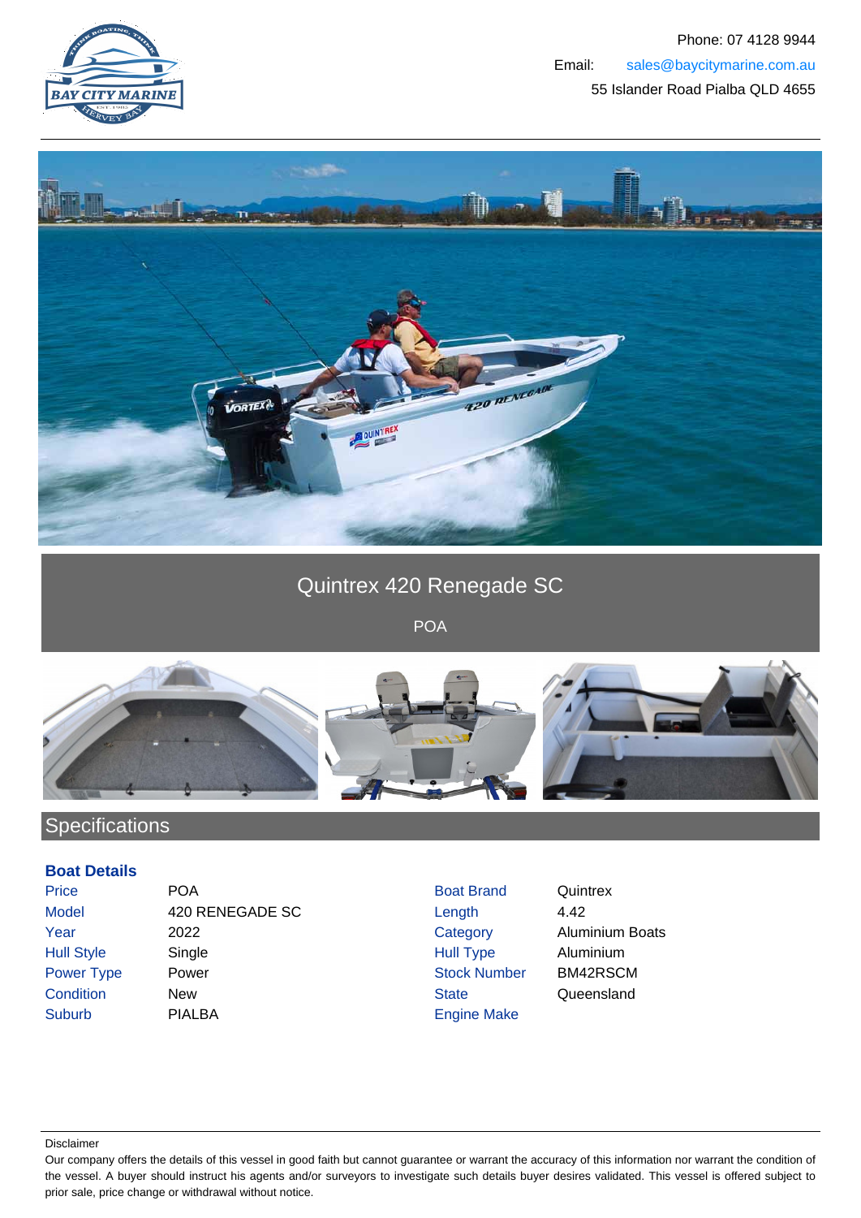Phone: 07 4128 9944
Email: sales@baycitymarine.com.au
55 Islander Road Pialba QLD 4655

# Quintrex 420 Renegade SC

POA

## Specifications

### Boat Details

| | | | |
|---|---|---|---|
| Price | POA | Boat Brand | Quintrex |
| Model | 420 RENEGADE SC | Length | 4.42 |
| Year | 2022 | Category | Aluminium Boats |
| Hull Style | Single | Hull Type | Aluminium |
| Power Type | Power | Stock Number | BM42RSCM |
| Condition | New | State | Queensland |
| Suburb | PIALBA | Engine Make | |

Disclaimer

Our company offers the details of this vessel in good faith but cannot guarantee or warrant the accuracy of this information nor warrant the condition of the vessel. A buyer should instruct his agents and/or surveyors to investigate such details buyer desires validated. This vessel is offered subject to prior sale, price change or withdrawal without notice.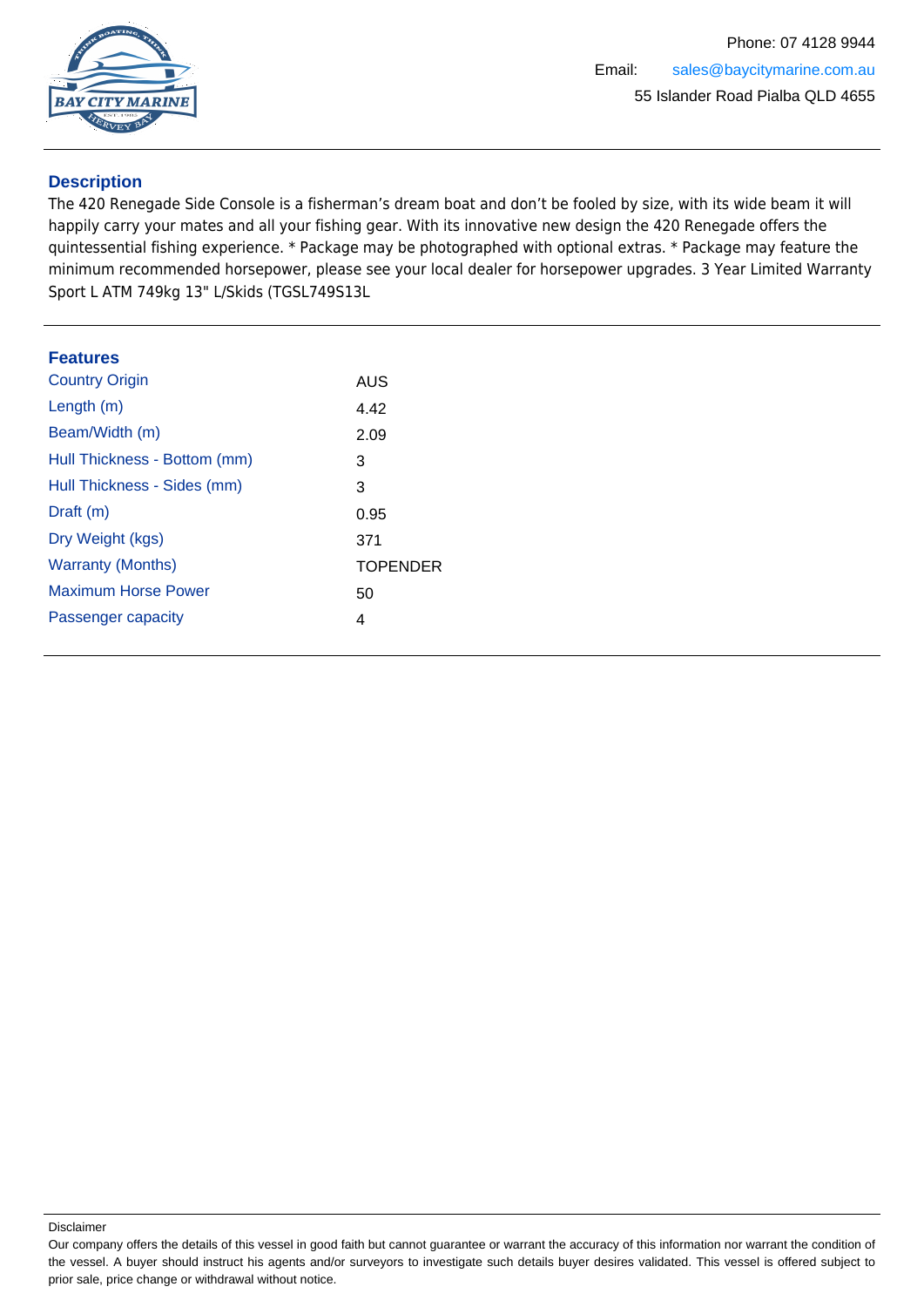Phone: 07 4128 9944

Email: sales@baycitymarine.com.au

55 Islander Road Pialba QLD 4655

## Description

The 420 Renegade Side Console is a fisherman's dream boat and don't be fooled by size, with its wide beam it will happily carry your mates and all your fishing gear. With its innovative new design the 420 Renegade offers the quintessential fishing experience. * Package may be photographed with optional extras. * Package may feature the minimum recommended horsepower, please see your local dealer for horsepower upgrades. 3 Year Limited Warranty Sport L ATM 749kg 13" L/Skids (TGSL749S13L

## Features

| | |
|---|---|
| Country Origin | AUS |
| Length (m) | 4.42 |
| Beam/Width (m) | 2.09 |
| Hull Thickness - Bottom (mm) | 3 |
| Hull Thickness - Sides (mm) | 3 |
| Draft (m) | 0.95 |
| Dry Weight (kgs) | 371 |
| Warranty (Months) | TOPENDER |
| Maximum Horse Power | 50 |
| Passenger capacity | 4 |

Disclaimer

Our company offers the details of this vessel in good faith but cannot guarantee or warrant the accuracy of this information nor warrant the condition of the vessel. A buyer should instruct his agents and/or surveyors to investigate such details buyer desires validated. This vessel is offered subject to prior sale, price change or withdrawal without notice.